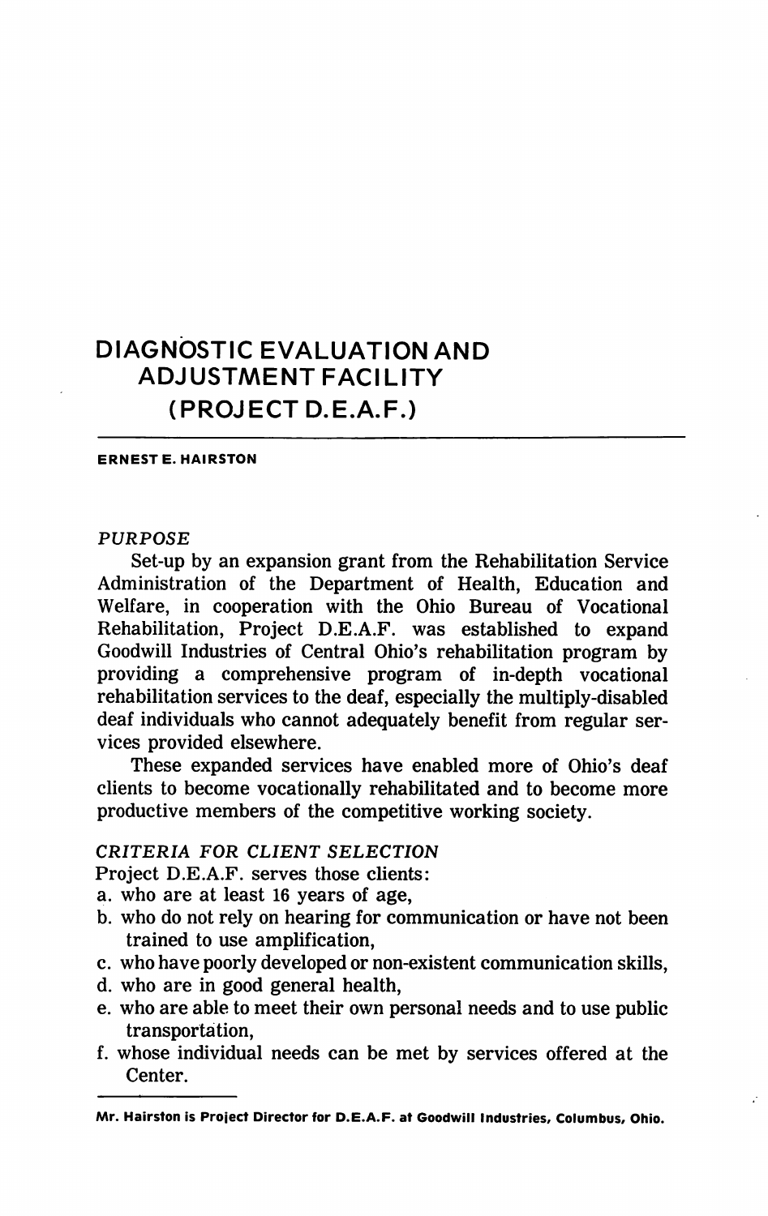# DIAGNOSTIC EVALUATION AND ADJUSTMENT FACILITY (PROJECT D.E.A.F.)

**ERNEST E. HAIRSTON**

*PURPOSE*

Set-up by an expansion grant from the Rehabilitation Service Administration of the Department of Health, Education and Welfare, in cooperation with the Ohio Bureau of Vocational Rehabilitation, Project D.E.A.F. was established to expand Goodwill Industries of Central Ohio's rehabilitation program by providing a comprehensive program of in-depth vocational rehabilitation services to the deaf, especially the multiply-disabled deaf individuals who cannot adequately benefit from regular services provided elsewhere.

These expanded services have enabled more of Ohio's deaf clients to become vocationally rehabilitated and to become more productive members of the competitive working society.

*CRITERIA FOR CLIENT SELECTION*

Project D.E.A.F. serves those clients:

a. who are at least 16 years of age,
b. who do not rely on hearing for communication or have not been trained to use amplification,
c. who have poorly developed or non-existent communication skills,
d. who are in good general health,
e. who are able to meet their own personal needs and to use public transportation,
f. whose individual needs can be met by services offered at the Center.

---

Mr. Hairston is Project Director for D.E.A.F. at Goodwill Industries, Columbus, Ohio.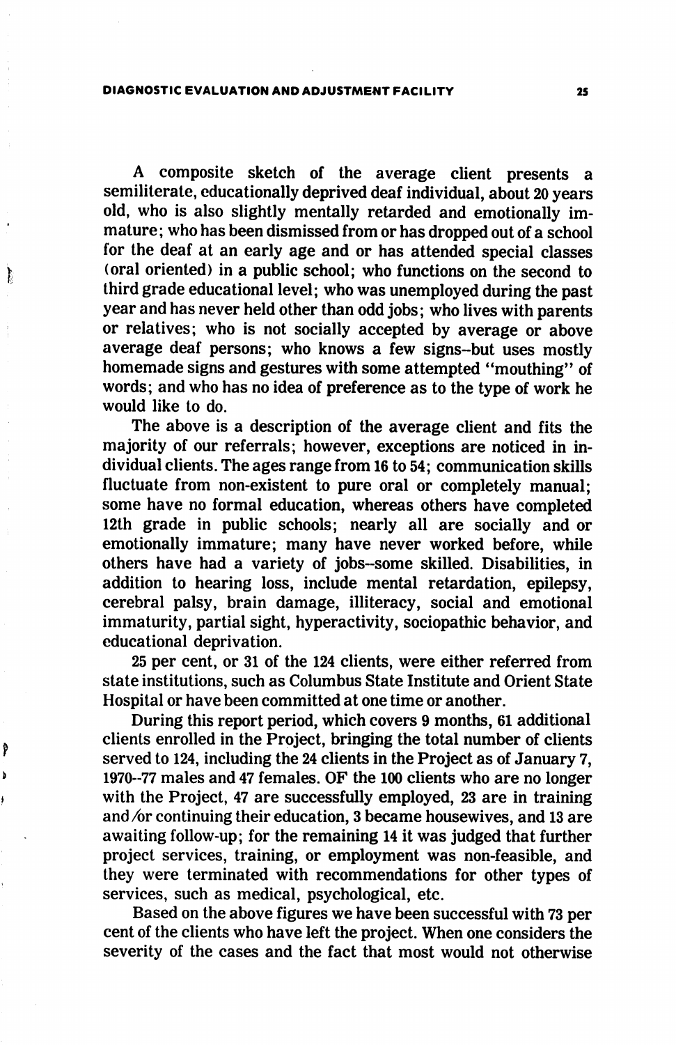A composite sketch of the average client presents a semiliterate, educationally deprived deaf individual, about 20 years old, who is also slightly mentally retarded and emotionally immature; who has been dismissed from or has dropped out of a school for the deaf at an early age and or has attended special classes (oral oriented) in a public school; who functions on the second to third grade educational level; who was unemployed during the past year and has never held other than odd jobs; who lives with parents or relatives; who is not socially accepted by average or above average deaf persons; who knows a few signs--but uses mostly homemade signs and gestures with some attempted "mouthing" of words; and who has no idea of preference as to the type of work he would like to do.

The above is a description of the average client and fits the majority of our referrals; however, exceptions are noticed in individual clients. The ages range from 16 to 54; communication skills fluctuate from non-existent to pure oral or completely manual; some have no formal education, whereas others have completed 12th grade in public schools; nearly all are socially and or emotionally immature; many have never worked before, while others have had a variety of jobs--some skilled. Disabilities, in addition to hearing loss, include mental retardation, epilepsy, cerebral palsy, brain damage, illiteracy, social and emotional immaturity, partial sight, hyperactivity, sociopathic behavior, and educational deprivation.

25 per cent, or 31 of the 124 clients, were either referred from state institutions, such as Columbus State Institute and Orient State Hospital or have been committed at one time or another.

During this report period, which covers 9 months, 61 additional clients enrolled in the Project, bringing the total number of clients served to 124, including the 24 clients in the Project as of January 7, 1970--77 males and 47 females. OF the 100 clients who are no longer with the Project, 47 are successfully employed, 23 are in training and/or continuing their education, 3 became housewives, and 13 are awaiting follow-up; for the remaining 14 it was judged that further project services, training, or employment was non-feasible, and they were terminated with recommendations for other types of services, such as medical, psychological, etc.

Based on the above figures we have been successful with 73 per cent of the clients who have left the project. When one considers the severity of the cases and the fact that most would not otherwise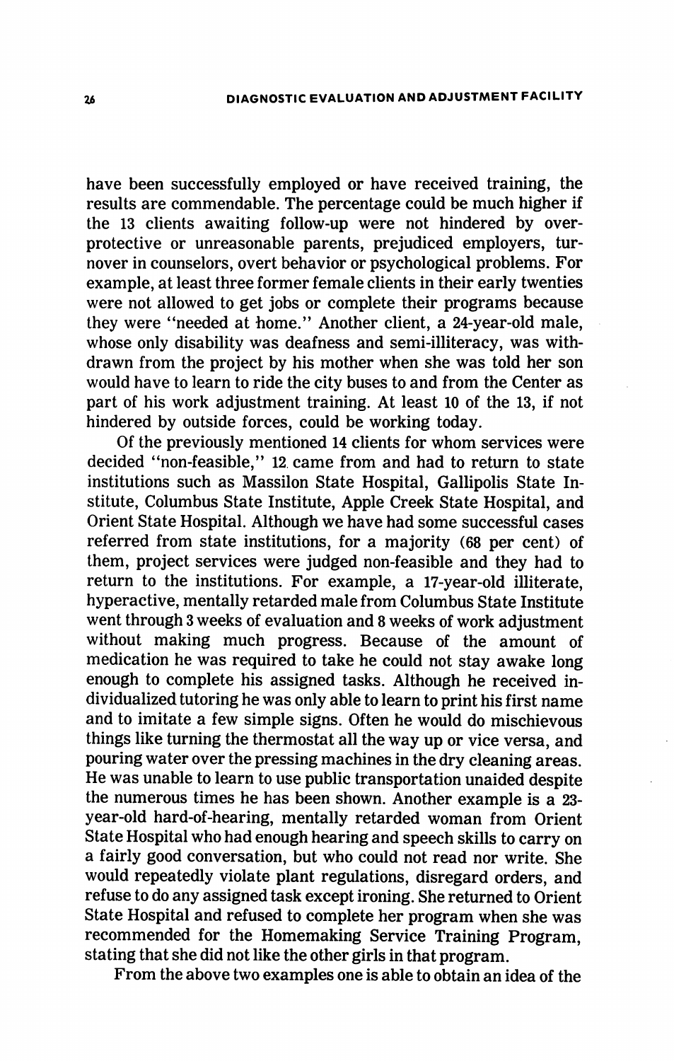have been successfully employed or have received training, the results are commendable. The percentage could be much higher if the 13 clients awaiting follow-up were not hindered by over-protective or unreasonable parents, prejudiced employers, turnover in counselors, overt behavior or psychological problems. For example, at least three former female clients in their early twenties were not allowed to get jobs or complete their programs because they were "needed at home." Another client, a 24-year-old male, whose only disability was deafness and semi-illiteracy, was withdrawn from the project by his mother when she was told her son would have to learn to ride the city buses to and from the Center as part of his work adjustment training. At least 10 of the 13, if not hindered by outside forces, could be working today.

Of the previously mentioned 14 clients for whom services were decided "non-feasible," 12 came from and had to return to state institutions such as Massilon State Hospital, Gallipolis State Institute, Columbus State Institute, Apple Creek State Hospital, and Orient State Hospital. Although we have had some successful cases referred from state institutions, for a majority (68 per cent) of them, project services were judged non-feasible and they had to return to the institutions. For example, a 17-year-old illiterate, hyperactive, mentally retarded male from Columbus State Institute went through 3 weeks of evaluation and 8 weeks of work adjustment without making much progress. Because of the amount of medication he was required to take he could not stay awake long enough to complete his assigned tasks. Although he received individualized tutoring he was only able to learn to print his first name and to imitate a few simple signs. Often he would do mischievous things like turning the thermostat all the way up or vice versa, and pouring water over the pressing machines in the dry cleaning areas. He was unable to learn to use public transportation unaided despite the numerous times he has been shown. Another example is a 23-year-old hard-of-hearing, mentally retarded woman from Orient State Hospital who had enough hearing and speech skills to carry on a fairly good conversation, but who could not read nor write. She would repeatedly violate plant regulations, disregard orders, and refuse to do any assigned task except ironing. She returned to Orient State Hospital and refused to complete her program when she was recommended for the Homemaking Service Training Program, stating that she did not like the other girls in that program.

From the above two examples one is able to obtain an idea of the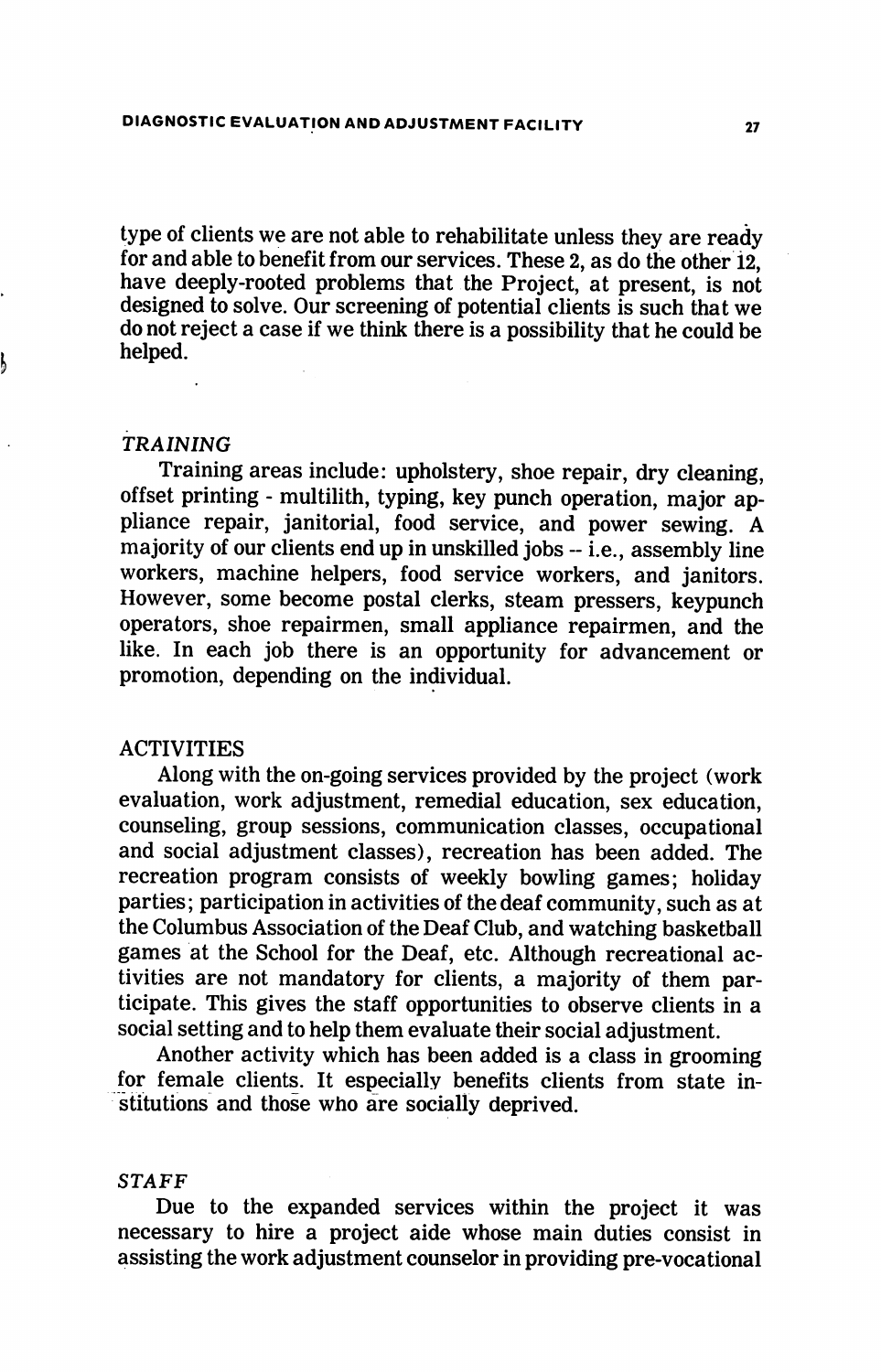type of clients we are not able to rehabilitate unless they are ready for and able to benefit from our services. These 2, as do the other 12, have deeply-rooted problems that the Project, at present, is not designed to solve. Our screening of potential clients is such that we do not reject a case if we think there is a possibility that he could be helped.

### *TRAINING*

Training areas include: upholstery, shoe repair, dry cleaning, offset printing - multilith, typing, key punch operation, major appliance repair, janitorial, food service, and power sewing. A majority of our clients end up in unskilled jobs -- i.e., assembly line workers, machine helpers, food service workers, and janitors. However, some become postal clerks, steam pressers, keypunch operators, shoe repairmen, small appliance repairmen, and the like. In each job there is an opportunity for advancement or promotion, depending on the individual.

### ACTIVITIES

Along with the on-going services provided by the project (work evaluation, work adjustment, remedial education, sex education, counseling, group sessions, communication classes, occupational and social adjustment classes), recreation has been added. The recreation program consists of weekly bowling games; holiday parties; participation in activities of the deaf community, such as at the Columbus Association of the Deaf Club, and watching basketball games at the School for the Deaf, etc. Although recreational activities are not mandatory for clients, a majority of them participate. This gives the staff opportunities to observe clients in a social setting and to help them evaluate their social adjustment.

Another activity which has been added is a class in grooming for female clients. It especially benefits clients from state institutions and those who are socially deprived.

### *STAFF*

Due to the expanded services within the project it was necessary to hire a project aide whose main duties consist in assisting the work adjustment counselor in providing pre-vocational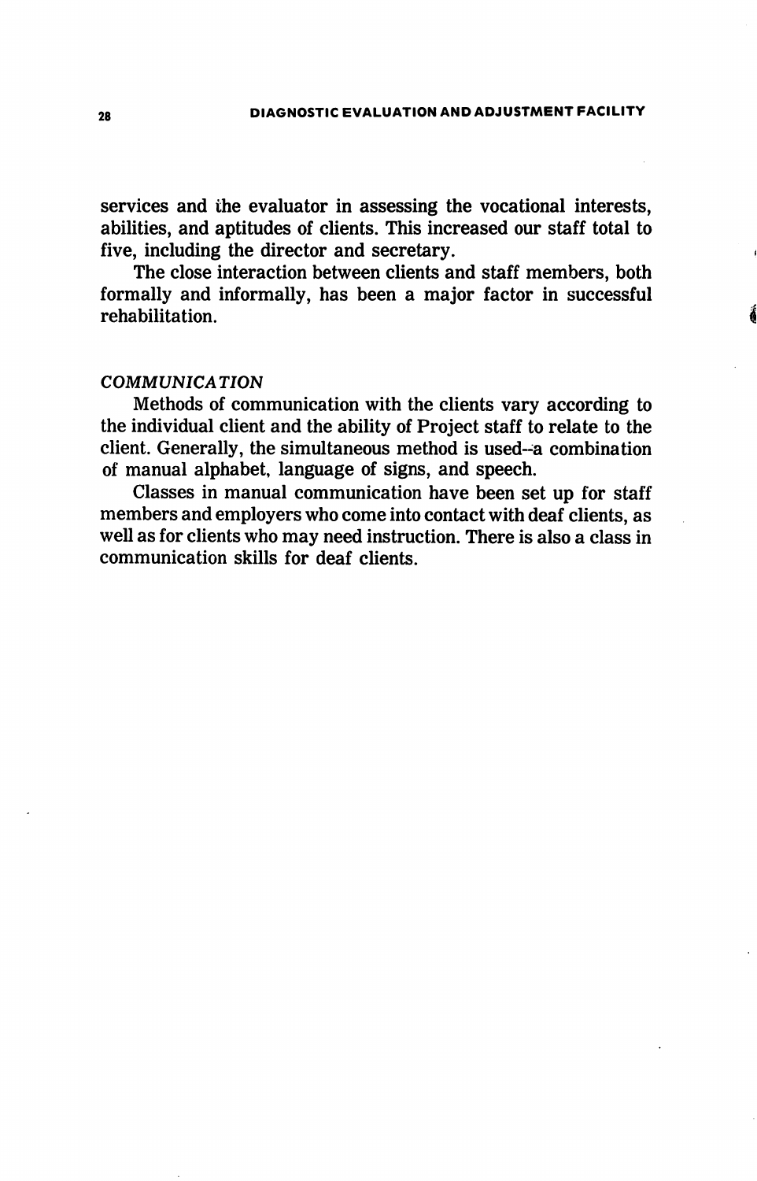services and the evaluator in assessing the vocational interests, abilities, and aptitudes of clients. This increased our staff total to five, including the director and secretary.

The close interaction between clients and staff members, both formally and informally, has been a major factor in successful rehabilitation.

*COMMUNICATION*

Methods of communication with the clients vary according to the individual client and the ability of Project staff to relate to the client. Generally, the simultaneous method is used--a combination of manual alphabet, language of signs, and speech.

Classes in manual communication have been set up for staff members and employers who come into contact with deaf clients, as well as for clients who may need instruction. There is also a class in communication skills for deaf clients.